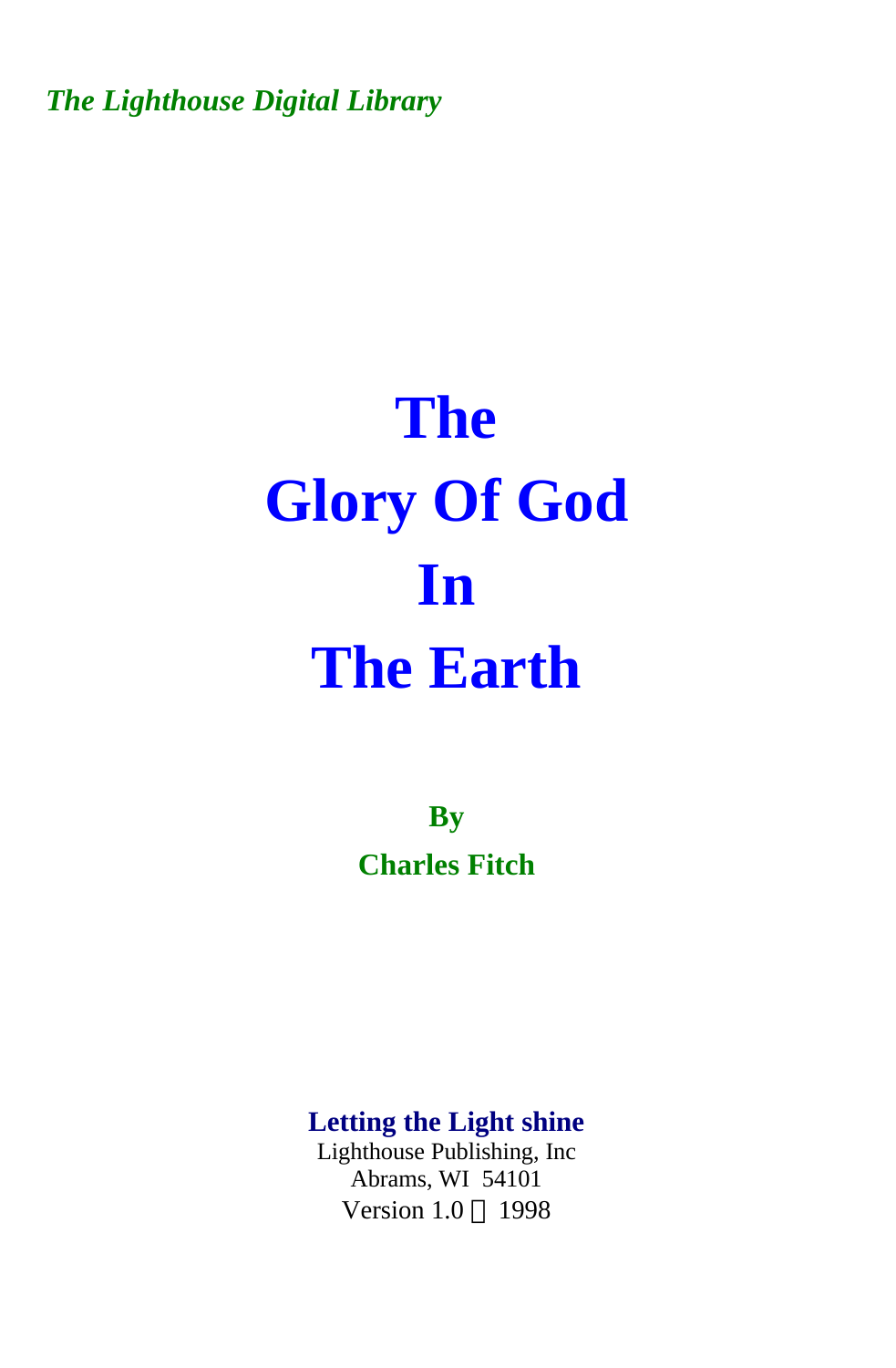*The Lighthouse Digital Library*

# The Glory Of God In The Earth

**By**

**Charles Fitch**

**Letting the Light shine**
Lighthouse Publishing, Inc
Abrams, WI 54101
Version 1.0 © 1998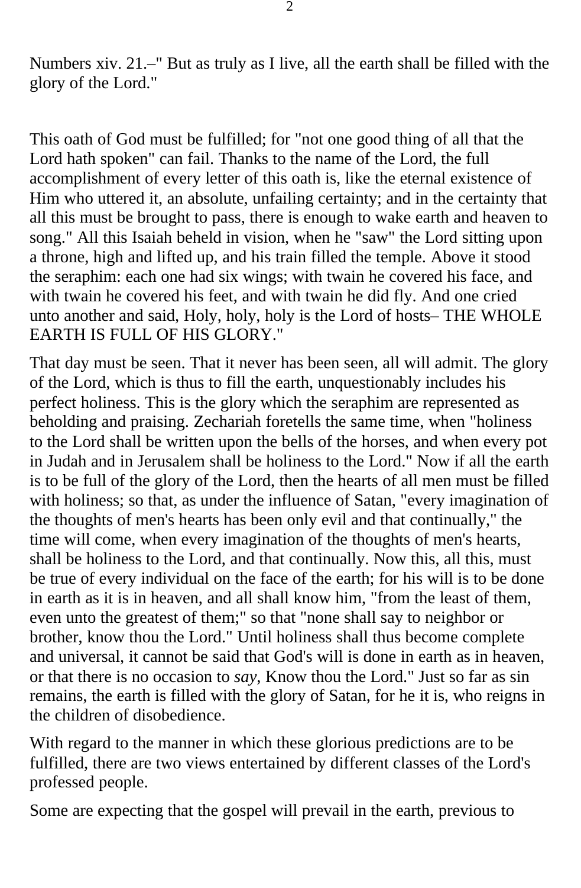Numbers xiv. 21.–" But as truly as I live, all the earth shall be filled with the glory of the Lord."

This oath of God must be fulfilled; for "not one good thing of all that the Lord hath spoken" can fail. Thanks to the name of the Lord, the full accomplishment of every letter of this oath is, like the eternal existence of Him who uttered it, an absolute, unfailing certainty; and in the certainty that all this must be brought to pass, there is enough to wake earth and heaven to song." All this Isaiah beheld in vision, when he "saw" the Lord sitting upon a throne, high and lifted up, and his train filled the temple. Above it stood the seraphim: each one had six wings; with twain he covered his face, and with twain he covered his feet, and with twain he did fly. And one cried unto another and said, Holy, holy, holy is the Lord of hosts– THE WHOLE EARTH IS FULL OF HIS GLORY."

That day must be seen. That it never has been seen, all will admit. The glory of the Lord, which is thus to fill the earth, unquestionably includes his perfect holiness. This is the glory which the seraphim are represented as beholding and praising. Zechariah foretells the same time, when "holiness to the Lord shall be written upon the bells of the horses, and when every pot in Judah and in Jerusalem shall be holiness to the Lord." Now if all the earth is to be full of the glory of the Lord, then the hearts of all men must be filled with holiness; so that, as under the influence of Satan, "every imagination of the thoughts of men's hearts has been only evil and that continually," the time will come, when every imagination of the thoughts of men's hearts, shall be holiness to the Lord, and that continually. Now this, all this, must be true of every individual on the face of the earth; for his will is to be done in earth as it is in heaven, and all shall know him, "from the least of them, even unto the greatest of them;" so that "none shall say to neighbor or brother, know thou the Lord." Until holiness shall thus become complete and universal, it cannot be said that God's will is done in earth as in heaven, or that there is no occasion to *say*, Know thou the Lord." Just so far as sin remains, the earth is filled with the glory of Satan, for he it is, who reigns in the children of disobedience.

With regard to the manner in which these glorious predictions are to be fulfilled, there are two views entertained by different classes of the Lord's professed people.

Some are expecting that the gospel will prevail in the earth, previous to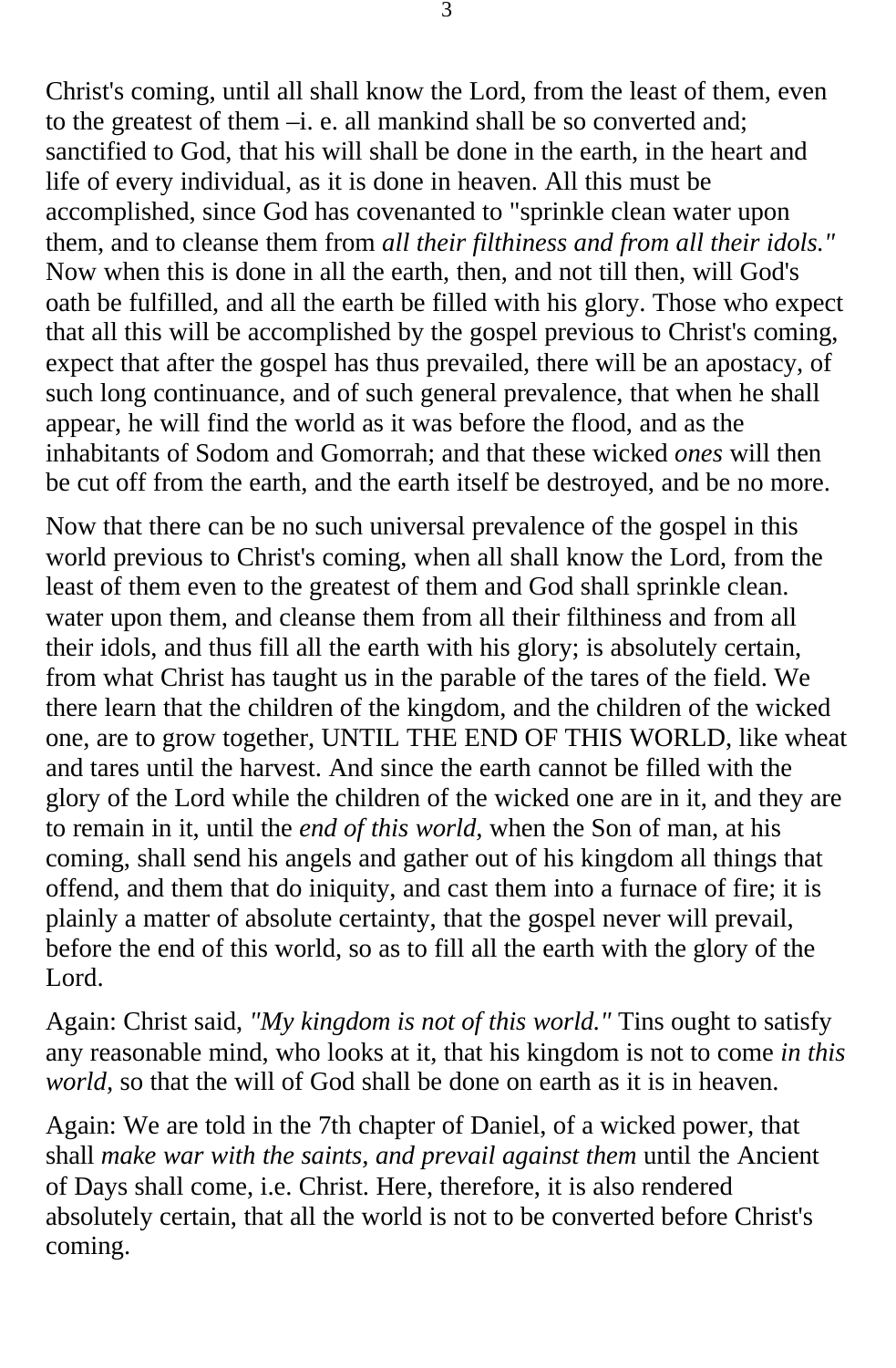Christ's coming, until all shall know the Lord, from the least of them, even to the greatest of them –i. e. all mankind shall be so converted and; sanctified to God, that his will shall be done in the earth, in the heart and life of every individual, as it is done in heaven. All this must be accomplished, since God has covenanted to "sprinkle clean water upon them, and to cleanse them from *all their filthiness and from all their idols."* Now when this is done in all the earth, then, and not till then, will God's oath be fulfilled, and all the earth be filled with his glory. Those who expect that all this will be accomplished by the gospel previous to Christ's coming, expect that after the gospel has thus prevailed, there will be an apostacy, of such long continuance, and of such general prevalence, that when he shall appear, he will find the world as it was before the flood, and as the inhabitants of Sodom and Gomorrah; and that these wicked *ones* will then be cut off from the earth, and the earth itself be destroyed, and be no more.

Now that there can be no such universal prevalence of the gospel in this world previous to Christ's coming, when all shall know the Lord, from the least of them even to the greatest of them and God shall sprinkle clean. water upon them, and cleanse them from all their filthiness and from all their idols, and thus fill all the earth with his glory; is absolutely certain, from what Christ has taught us in the parable of the tares of the field. We there learn that the children of the kingdom, and the children of the wicked one, are to grow together, UNTIL THE END OF THIS WORLD, like wheat and tares until the harvest. And since the earth cannot be filled with the glory of the Lord while the children of the wicked one are in it, and they are to remain in it, until the *end of this world,* when the Son of man, at his coming, shall send his angels and gather out of his kingdom all things that offend, and them that do iniquity, and cast them into a furnace of fire; it is plainly a matter of absolute certainty, that the gospel never will prevail, before the end of this world, so as to fill all the earth with the glory of the Lord.

Again: Christ said, *"My kingdom is not of this world."* Tins ought to satisfy any reasonable mind, who looks at it, that his kingdom is not to come *in this world,* so that the will of God shall be done on earth as it is in heaven.

Again: We are told in the 7th chapter of Daniel, of a wicked power, that shall *make war with the saints, and prevail against them* until the Ancient of Days shall come, i.e. Christ. Here, therefore, it is also rendered absolutely certain, that all the world is not to be converted before Christ's coming.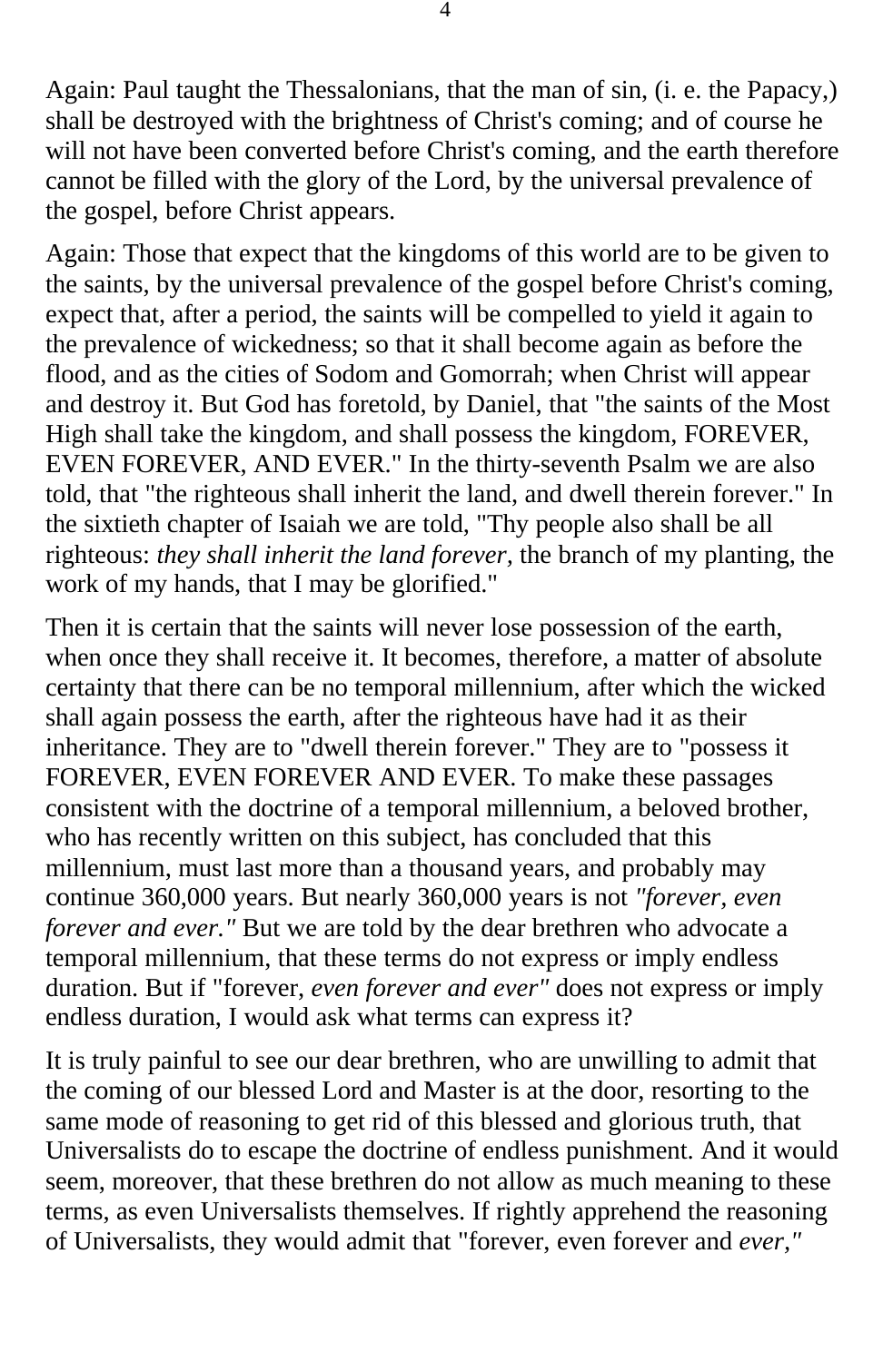Again: Paul taught the Thessalonians, that the man of sin, (i. e. the Papacy,) shall be destroyed with the brightness of Christ's coming; and of course he will not have been converted before Christ's coming, and the earth therefore cannot be filled with the glory of the Lord, by the universal prevalence of the gospel, before Christ appears.

Again: Those that expect that the kingdoms of this world are to be given to the saints, by the universal prevalence of the gospel before Christ's coming, expect that, after a period, the saints will be compelled to yield it again to the prevalence of wickedness; so that it shall become again as before the flood, and as the cities of Sodom and Gomorrah; when Christ will appear and destroy it. But God has foretold, by Daniel, that "the saints of the Most High shall take the kingdom, and shall possess the kingdom, FOREVER, EVEN FOREVER, AND EVER." In the thirty-seventh Psalm we are also told, that "the righteous shall inherit the land, and dwell therein forever." In the sixtieth chapter of Isaiah we are told, "Thy people also shall be all righteous: *they shall inherit the land forever,* the branch of my planting, the work of my hands, that I may be glorified."

Then it is certain that the saints will never lose possession of the earth, when once they shall receive it. It becomes, therefore, a matter of absolute certainty that there can be no temporal millennium, after which the wicked shall again possess the earth, after the righteous have had it as their inheritance. They are to "dwell therein forever." They are to "possess it FOREVER, EVEN FOREVER AND EVER. To make these passages consistent with the doctrine of a temporal millennium, a beloved brother, who has recently written on this subject, has concluded that this millennium, must last more than a thousand years, and probably may continue 360,000 years. But nearly 360,000 years is not *"forever, even forever and ever."* But we are told by the dear brethren who advocate a temporal millennium, that these terms do not express or imply endless duration. But if "forever, *even forever and ever"* does not express or imply endless duration, I would ask what terms can express it?

It is truly painful to see our dear brethren, who are unwilling to admit that the coming of our blessed Lord and Master is at the door, resorting to the same mode of reasoning to get rid of this blessed and glorious truth, that Universalists do to escape the doctrine of endless punishment. And it would seem, moreover, that these brethren do not allow as much meaning to these terms, as even Universalists themselves. If rightly apprehend the reasoning of Universalists, they would admit that "forever, even forever and *ever,"*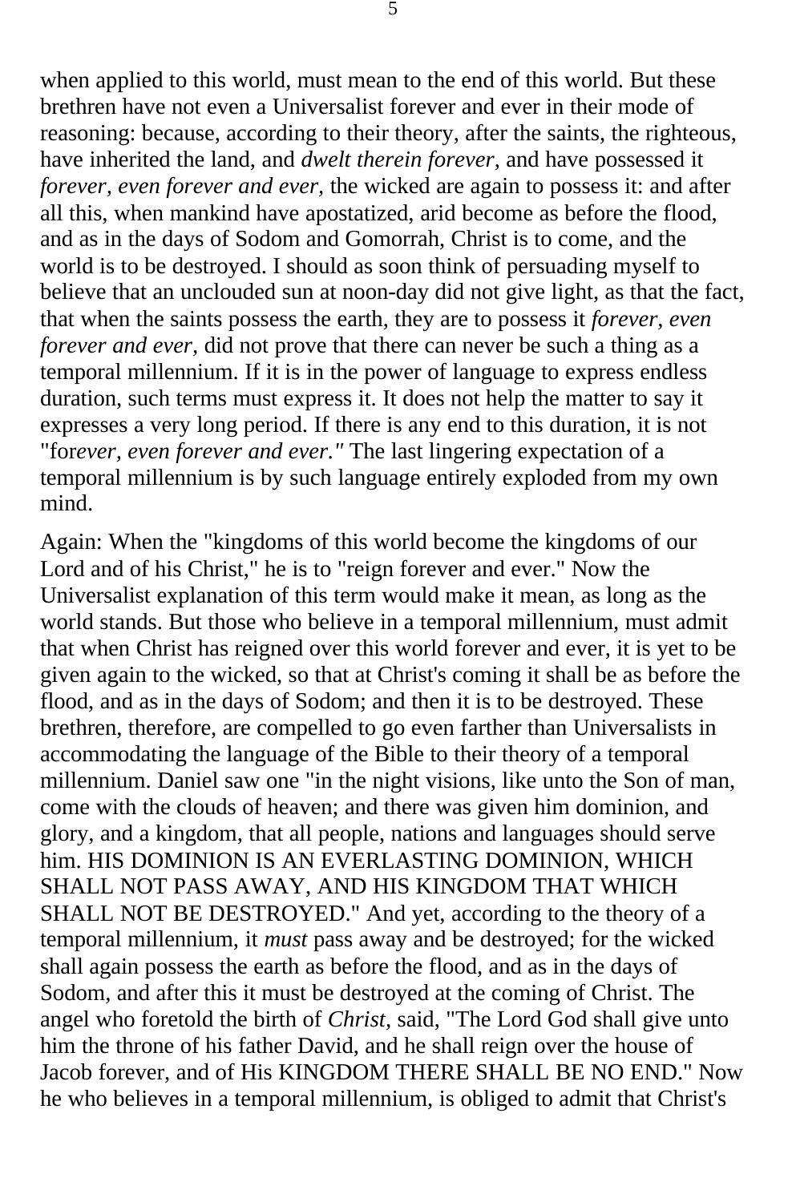when applied to this world, must mean to the end of this world. But these brethren have not even a Universalist forever and ever in their mode of reasoning: because, according to their theory, after the saints, the righteous, have inherited the land, and *dwelt therein forever,* and have possessed it *forever, even forever and ever,* the wicked are again to possess it: and after all this, when mankind have apostatized, arid become as before the flood, and as in the days of Sodom and Gomorrah, Christ is to come, and the world is to be destroyed. I should as soon think of persuading myself to believe that an unclouded sun at noon-day did not give light, as that the fact, that when the saints possess the earth, they are to possess it *forever, even forever and ever,* did not prove that there can never be such a thing as a temporal millennium. If it is in the power of language to express endless duration, such terms must express it. It does not help the matter to say it expresses a very long period. If there is any end to this duration, it is not "for*ever, even forever and ever."* The last lingering expectation of a temporal millennium is by such language entirely exploded from my own mind.

Again: When the "kingdoms of this world become the kingdoms of our Lord and of his Christ," he is to "reign forever and ever." Now the Universalist explanation of this term would make it mean, as long as the world stands. But those who believe in a temporal millennium, must admit that when Christ has reigned over this world forever and ever, it is yet to be given again to the wicked, so that at Christ's coming it shall be as before the flood, and as in the days of Sodom; and then it is to be destroyed. These brethren, therefore, are compelled to go even farther than Universalists in accommodating the language of the Bible to their theory of a temporal millennium. Daniel saw one "in the night visions, like unto the Son of man, come with the clouds of heaven; and there was given him dominion, and glory, and a kingdom, that all people, nations and languages should serve him. HIS DOMINION IS AN EVERLASTING DOMINION, WHICH SHALL NOT PASS AWAY, AND HIS KINGDOM THAT WHICH SHALL NOT BE DESTROYED." And yet, according to the theory of a temporal millennium, it *must* pass away and be destroyed; for the wicked shall again possess the earth as before the flood, and as in the days of Sodom, and after this it must be destroyed at the coming of Christ. The angel who foretold the birth of *Christ,* said, "The Lord God shall give unto him the throne of his father David, and he shall reign over the house of Jacob forever, and of His KINGDOM THERE SHALL BE NO END." Now he who believes in a temporal millennium, is obliged to admit that Christ's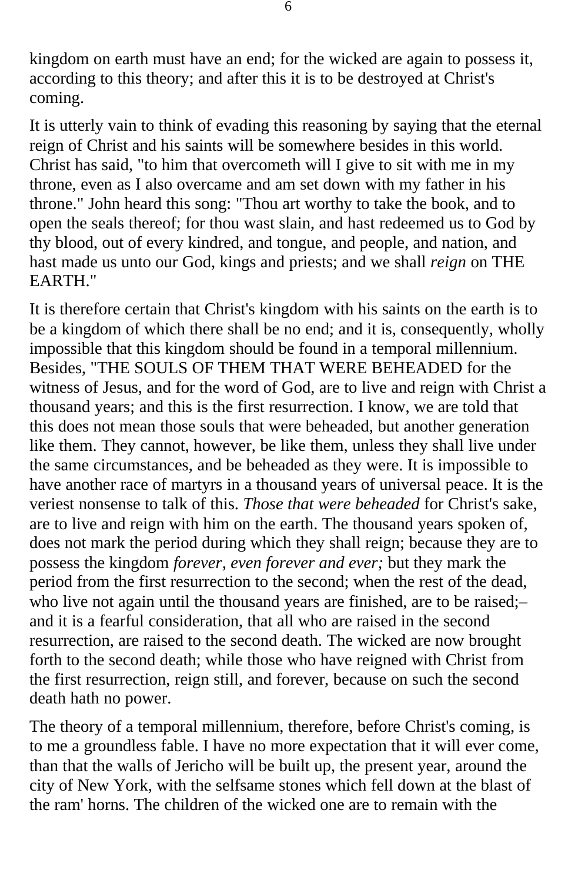kingdom on earth must have an end; for the wicked are again to possess it, according to this theory; and after this it is to be destroyed at Christ's coming.

It is utterly vain to think of evading this reasoning by saying that the eternal reign of Christ and his saints will be somewhere besides in this world. Christ has said, "to him that overcometh will I give to sit with me in my throne, even as I also overcame and am set down with my father in his throne." John heard this song: "Thou art worthy to take the book, and to open the seals thereof; for thou wast slain, and hast redeemed us to God by thy blood, out of every kindred, and tongue, and people, and nation, and hast made us unto our God, kings and priests; and we shall *reign* on THE EARTH."

It is therefore certain that Christ's kingdom with his saints on the earth is to be a kingdom of which there shall be no end; and it is, consequently, wholly impossible that this kingdom should be found in a temporal millennium. Besides, "THE SOULS OF THEM THAT WERE BEHEADED for the witness of Jesus, and for the word of God, are to live and reign with Christ a thousand years; and this is the first resurrection. I know, we are told that this does not mean those souls that were beheaded, but another generation like them. They cannot, however, be like them, unless they shall live under the same circumstances, and be beheaded as they were. It is impossible to have another race of martyrs in a thousand years of universal peace. It is the veriest nonsense to talk of this. *Those that were beheaded* for Christ's sake, are to live and reign with him on the earth. The thousand years spoken of, does not mark the period during which they shall reign; because they are to possess the kingdom *forever, even forever and ever;* but they mark the period from the first resurrection to the second; when the rest of the dead, who live not again until the thousand years are finished, are to be raised;– and it is a fearful consideration, that all who are raised in the second resurrection, are raised to the second death. The wicked are now brought forth to the second death; while those who have reigned with Christ from the first resurrection, reign still, and forever, because on such the second death hath no power.

The theory of a temporal millennium, therefore, before Christ's coming, is to me a groundless fable. I have no more expectation that it will ever come, than that the walls of Jericho will be built up, the present year, around the city of New York, with the selfsame stones which fell down at the blast of the ram' horns. The children of the wicked one are to remain with the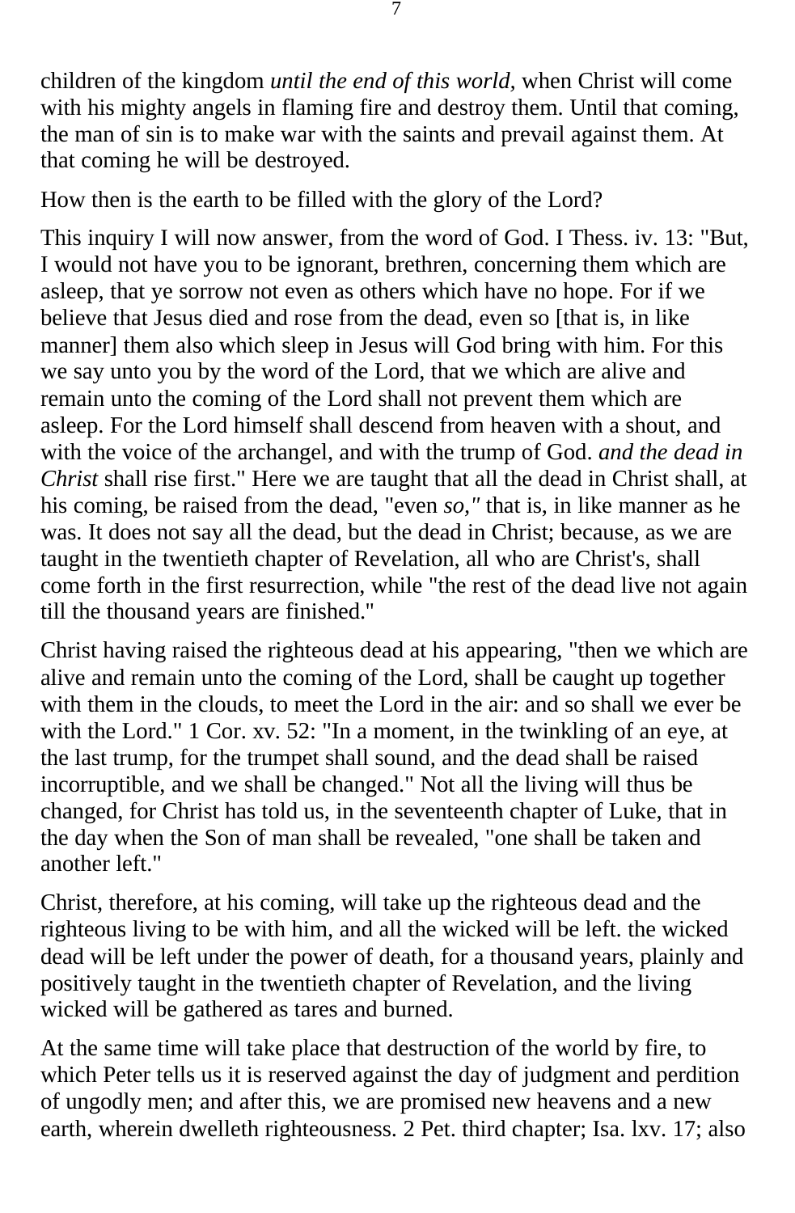children of the kingdom *until the end of this world*, when Christ will come with his mighty angels in flaming fire and destroy them. Until that coming, the man of sin is to make war with the saints and prevail against them. At that coming he will be destroyed.

How then is the earth to be filled with the glory of the Lord?

This inquiry I will now answer, from the word of God. I Thess. iv. 13: "But, I would not have you to be ignorant, brethren, concerning them which are asleep, that ye sorrow not even as others which have no hope. For if we believe that Jesus died and rose from the dead, even so [that is, in like manner] them also which sleep in Jesus will God bring with him. For this we say unto you by the word of the Lord, that we which are alive and remain unto the coming of the Lord shall not prevent them which are asleep. For the Lord himself shall descend from heaven with a shout, and with the voice of the archangel, and with the trump of God. *and the dead in Christ* shall rise first." Here we are taught that all the dead in Christ shall, at his coming, be raised from the dead, "even *so,"* that is, in like manner as he was. It does not say all the dead, but the dead in Christ; because, as we are taught in the twentieth chapter of Revelation, all who are Christ's, shall come forth in the first resurrection, while "the rest of the dead live not again till the thousand years are finished."

Christ having raised the righteous dead at his appearing, "then we which are alive and remain unto the coming of the Lord, shall be caught up together with them in the clouds, to meet the Lord in the air: and so shall we ever be with the Lord." 1 Cor. xv. 52: "In a moment, in the twinkling of an eye, at the last trump, for the trumpet shall sound, and the dead shall be raised incorruptible, and we shall be changed." Not all the living will thus be changed, for Christ has told us, in the seventeenth chapter of Luke, that in the day when the Son of man shall be revealed, "one shall be taken and another left."

Christ, therefore, at his coming, will take up the righteous dead and the righteous living to be with him, and all the wicked will be left. the wicked dead will be left under the power of death, for a thousand years, plainly and positively taught in the twentieth chapter of Revelation, and the living wicked will be gathered as tares and burned.

At the same time will take place that destruction of the world by fire, to which Peter tells us it is reserved against the day of judgment and perdition of ungodly men; and after this, we are promised new heavens and a new earth, wherein dwelleth righteousness. 2 Pet. third chapter; Isa. lxv. 17; also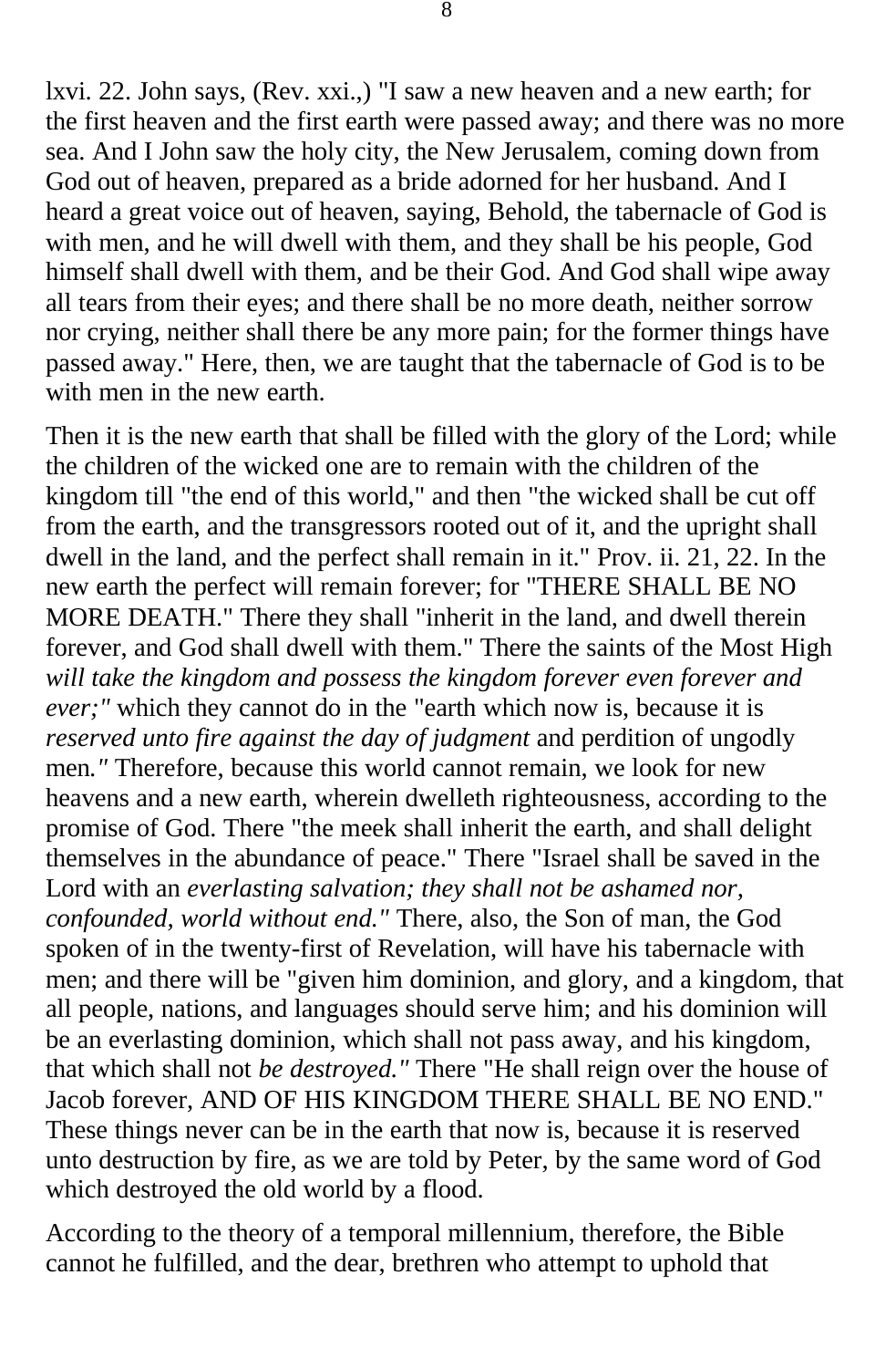lxvi. 22. John says, (Rev. xxi.,) "I saw a new heaven and a new earth; for the first heaven and the first earth were passed away; and there was no more sea. And I John saw the holy city, the New Jerusalem, coming down from God out of heaven, prepared as a bride adorned for her husband. And I heard a great voice out of heaven, saying, Behold, the tabernacle of God is with men, and he will dwell with them, and they shall be his people, God himself shall dwell with them, and be their God. And God shall wipe away all tears from their eyes; and there shall be no more death, neither sorrow nor crying, neither shall there be any more pain; for the former things have passed away." Here, then, we are taught that the tabernacle of God is to be with men in the new earth.

Then it is the new earth that shall be filled with the glory of the Lord; while the children of the wicked one are to remain with the children of the kingdom till "the end of this world," and then "the wicked shall be cut off from the earth, and the transgressors rooted out of it, and the upright shall dwell in the land, and the perfect shall remain in it." Prov. ii. 21, 22. In the new earth the perfect will remain forever; for "THERE SHALL BE NO MORE DEATH." There they shall "inherit in the land, and dwell therein forever, and God shall dwell with them." There the saints of the Most High *will take the kingdom and possess the kingdom forever even forever and ever;"* which they cannot do in the "earth which now is, because it is *reserved unto fire against the day of judgment* and perdition of ungodly men*."* Therefore, because this world cannot remain, we look for new heavens and a new earth, wherein dwelleth righteousness, according to the promise of God. There "the meek shall inherit the earth, and shall delight themselves in the abundance of peace." There "Israel shall be saved in the Lord with an *everlasting salvation; they shall not be ashamed nor, confounded, world without end."* There, also, the Son of man, the God spoken of in the twenty-first of Revelation, will have his tabernacle with men; and there will be "given him dominion, and glory, and a kingdom, that all people, nations, and languages should serve him; and his dominion will be an everlasting dominion, which shall not pass away, and his kingdom, that which shall not *be destroyed."* There "He shall reign over the house of Jacob forever, AND OF HIS KINGDOM THERE SHALL BE NO END." These things never can be in the earth that now is, because it is reserved unto destruction by fire, as we are told by Peter, by the same word of God which destroyed the old world by a flood.

According to the theory of a temporal millennium, therefore, the Bible cannot he fulfilled, and the dear, brethren who attempt to uphold that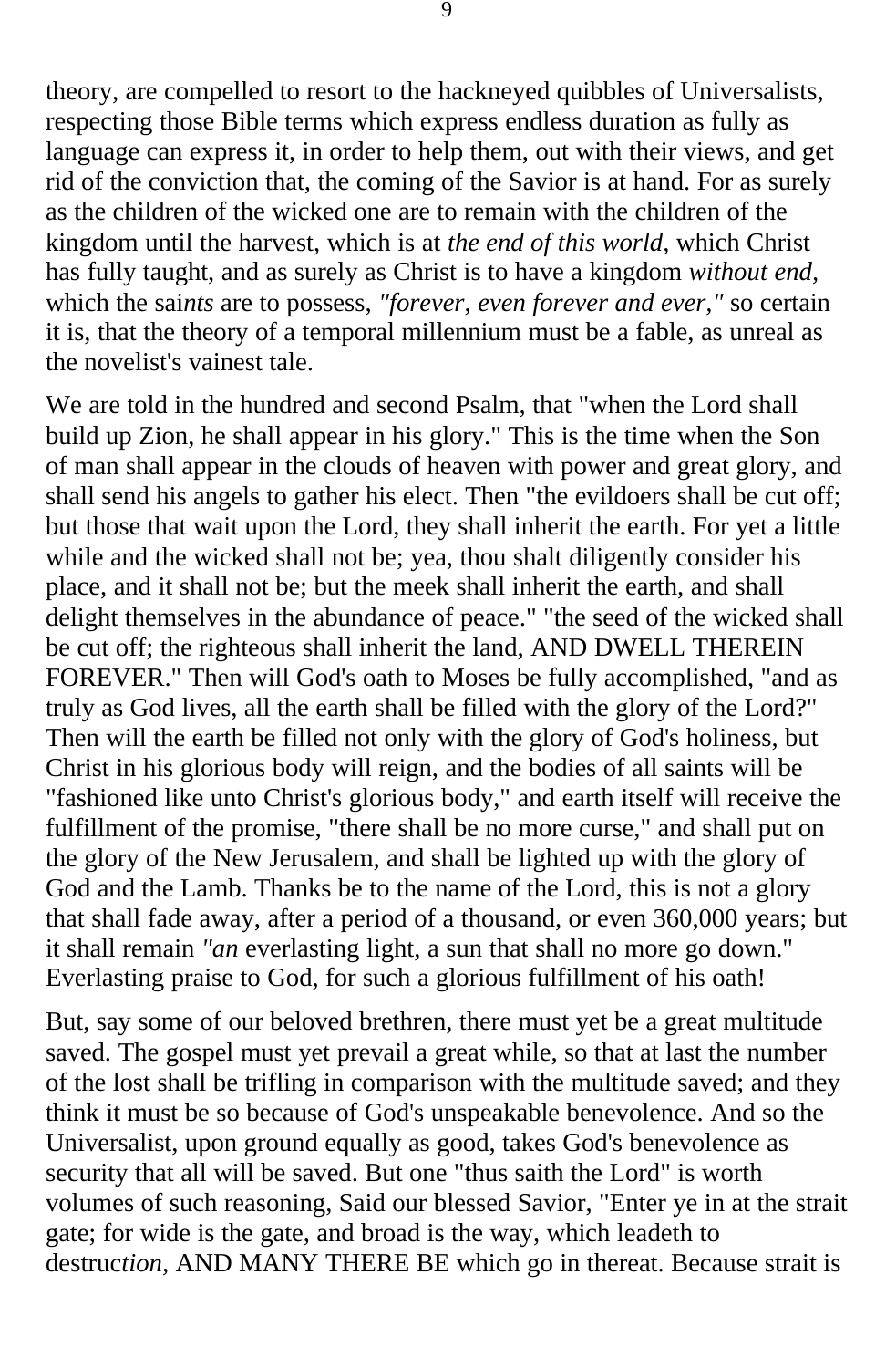theory, are compelled to resort to the hackneyed quibbles of Universalists, respecting those Bible terms which express endless duration as fully as language can express it, in order to help them, out with their views, and get rid of the conviction that, the coming of the Savior is at hand. For as surely as the children of the wicked one are to remain with the children of the kingdom until the harvest, which is at *the end of this world,* which Christ has fully taught, and as surely as Christ is to have a kingdom *without end,* which the sai*nts* are to possess, *"forever, even forever and ever,"* so certain it is, that the theory of a temporal millennium must be a fable, as unreal as the novelist's vainest tale.

We are told in the hundred and second Psalm, that "when the Lord shall build up Zion, he shall appear in his glory." This is the time when the Son of man shall appear in the clouds of heaven with power and great glory, and shall send his angels to gather his elect. Then "the evildoers shall be cut off; but those that wait upon the Lord, they shall inherit the earth. For yet a little while and the wicked shall not be; yea, thou shalt diligently consider his place, and it shall not be; but the meek shall inherit the earth, and shall delight themselves in the abundance of peace." "the seed of the wicked shall be cut off; the righteous shall inherit the land, AND DWELL THEREIN FOREVER." Then will God's oath to Moses be fully accomplished, "and as truly as God lives, all the earth shall be filled with the glory of the Lord?" Then will the earth be filled not only with the glory of God's holiness, but Christ in his glorious body will reign, and the bodies of all saints will be "fashioned like unto Christ's glorious body," and earth itself will receive the fulfillment of the promise, "there shall be no more curse," and shall put on the glory of the New Jerusalem, and shall be lighted up with the glory of God and the Lamb. Thanks be to the name of the Lord, this is not a glory that shall fade away, after a period of a thousand, or even 360,000 years; but it shall remain *"an* everlasting light, a sun that shall no more go down." Everlasting praise to God, for such a glorious fulfillment of his oath!

But, say some of our beloved brethren, there must yet be a great multitude saved. The gospel must yet prevail a great while, so that at last the number of the lost shall be trifling in comparison with the multitude saved; and they think it must be so because of God's unspeakable benevolence. And so the Universalist, upon ground equally as good, takes God's benevolence as security that all will be saved. But one "thus saith the Lord" is worth volumes of such reasoning, Said our blessed Savior, "Enter ye in at the strait gate; for wide is the gate, and broad is the way, which leadeth to destruc*tion,* AND MANY THERE BE which go in thereat. Because strait is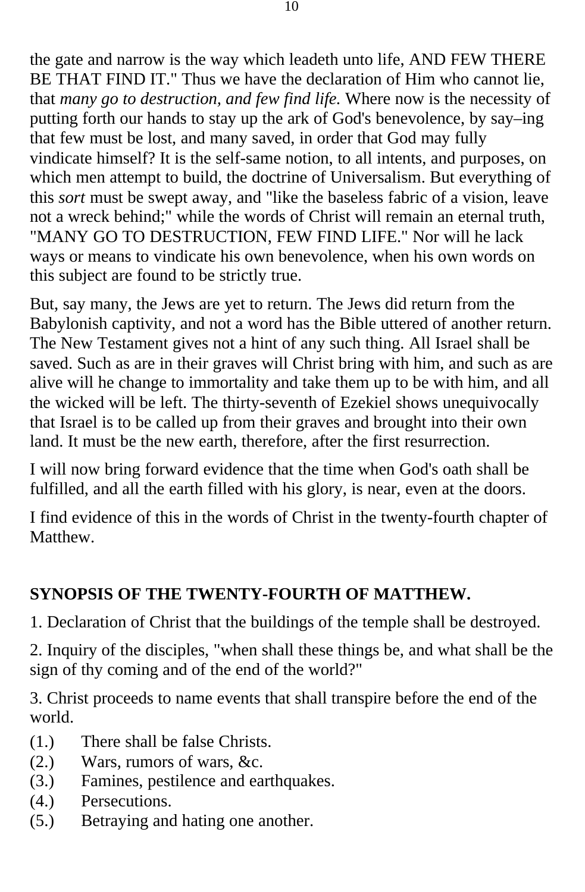the gate and narrow is the way which leadeth unto life, AND FEW THERE BE THAT FIND IT." Thus we have the declaration of Him who cannot lie, that *many go to destruction, and few find life.* Where now is the necessity of putting forth our hands to stay up the ark of God's benevolence, by say–ing that few must be lost, and many saved, in order that God may fully vindicate himself? It is the self-same notion, to all intents, and purposes, on which men attempt to build, the doctrine of Universalism. But everything of this *sort* must be swept away, and "like the baseless fabric of a vision, leave not a wreck behind;" while the words of Christ will remain an eternal truth, "MANY GO TO DESTRUCTION, FEW FIND LIFE." Nor will he lack ways or means to vindicate his own benevolence, when his own words on this subject are found to be strictly true.

But, say many, the Jews are yet to return. The Jews did return from the Babylonish captivity, and not a word has the Bible uttered of another return. The New Testament gives not a hint of any such thing. All Israel shall be saved. Such as are in their graves will Christ bring with him, and such as are alive will he change to immortality and take them up to be with him, and all the wicked will be left. The thirty-seventh of Ezekiel shows unequivocally that Israel is to be called up from their graves and brought into their own land. It must be the new earth, therefore, after the first resurrection.

I will now bring forward evidence that the time when God's oath shall be fulfilled, and all the earth filled with his glory, is near, even at the doors.

I find evidence of this in the words of Christ in the twenty-fourth chapter of Matthew.

## SYNOPSIS OF THE TWENTY-FOURTH OF MATTHEW.

1. Declaration of Christ that the buildings of the temple shall be destroyed.

2. Inquiry of the disciples, "when shall these things be, and what shall be the sign of thy coming and of the end of the world?"

3. Christ proceeds to name events that shall transpire before the end of the world.

(1.) There shall be false Christs.
(2.) Wars, rumors of wars, &c.
(3.) Famines, pestilence and earthquakes.
(4.) Persecutions.
(5.) Betraying and hating one another.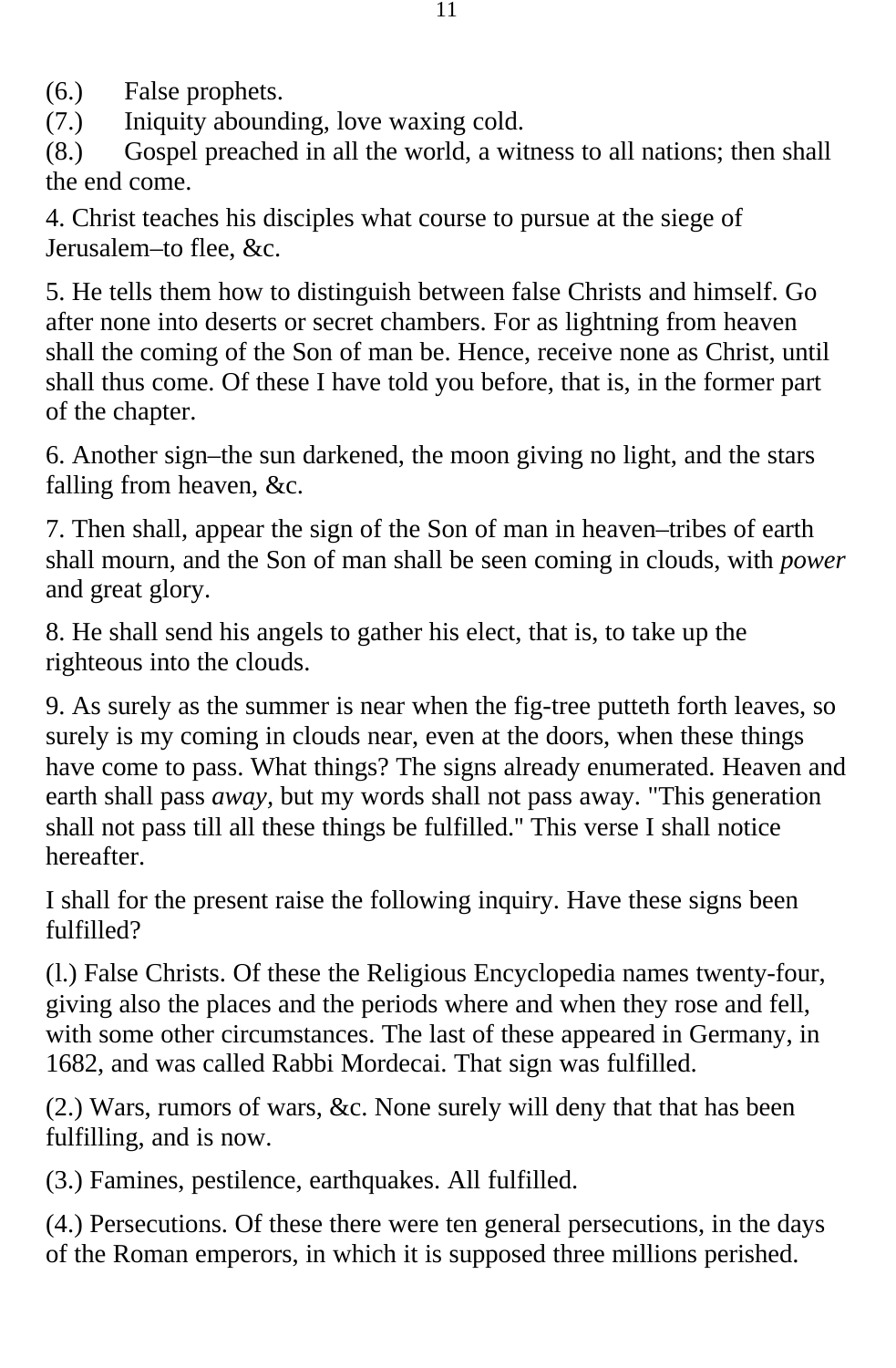(6.) False prophets.
(7.) Iniquity abounding, love waxing cold.
(8.) Gospel preached in all the world, a witness to all nations; then shall the end come.

4. Christ teaches his disciples what course to pursue at the siege of Jerusalem–to flee, &c.

5. He tells them how to distinguish between false Christs and himself. Go after none into deserts or secret chambers. For as lightning from heaven shall the coming of the Son of man be. Hence, receive none as Christ, until shall thus come. Of these I have told you before, that is, in the former part of the chapter.

6. Another sign–the sun darkened, the moon giving no light, and the stars falling from heaven, &c.

7. Then shall, appear the sign of the Son of man in heaven–tribes of earth shall mourn, and the Son of man shall be seen coming in clouds, with *power* and great glory.

8. He shall send his angels to gather his elect, that is, to take up the righteous into the clouds.

9. As surely as the summer is near when the fig-tree putteth forth leaves, so surely is my coming in clouds near, even at the doors, when these things have come to pass. What things? The signs already enumerated. Heaven and earth shall pass *away*, but my words shall not pass away. "This generation shall not pass till all these things be fulfilled." This verse I shall notice hereafter.

I shall for the present raise the following inquiry. Have these signs been fulfilled?

(l.) False Christs. Of these the Religious Encyclopedia names twenty-four, giving also the places and the periods where and when they rose and fell, with some other circumstances. The last of these appeared in Germany, in 1682, and was called Rabbi Mordecai. That sign was fulfilled.

(2.) Wars, rumors of wars, &c. None surely will deny that that has been fulfilling, and is now.

(3.) Famines, pestilence, earthquakes. All fulfilled.

(4.) Persecutions. Of these there were ten general persecutions, in the days of the Roman emperors, in which it is supposed three millions perished.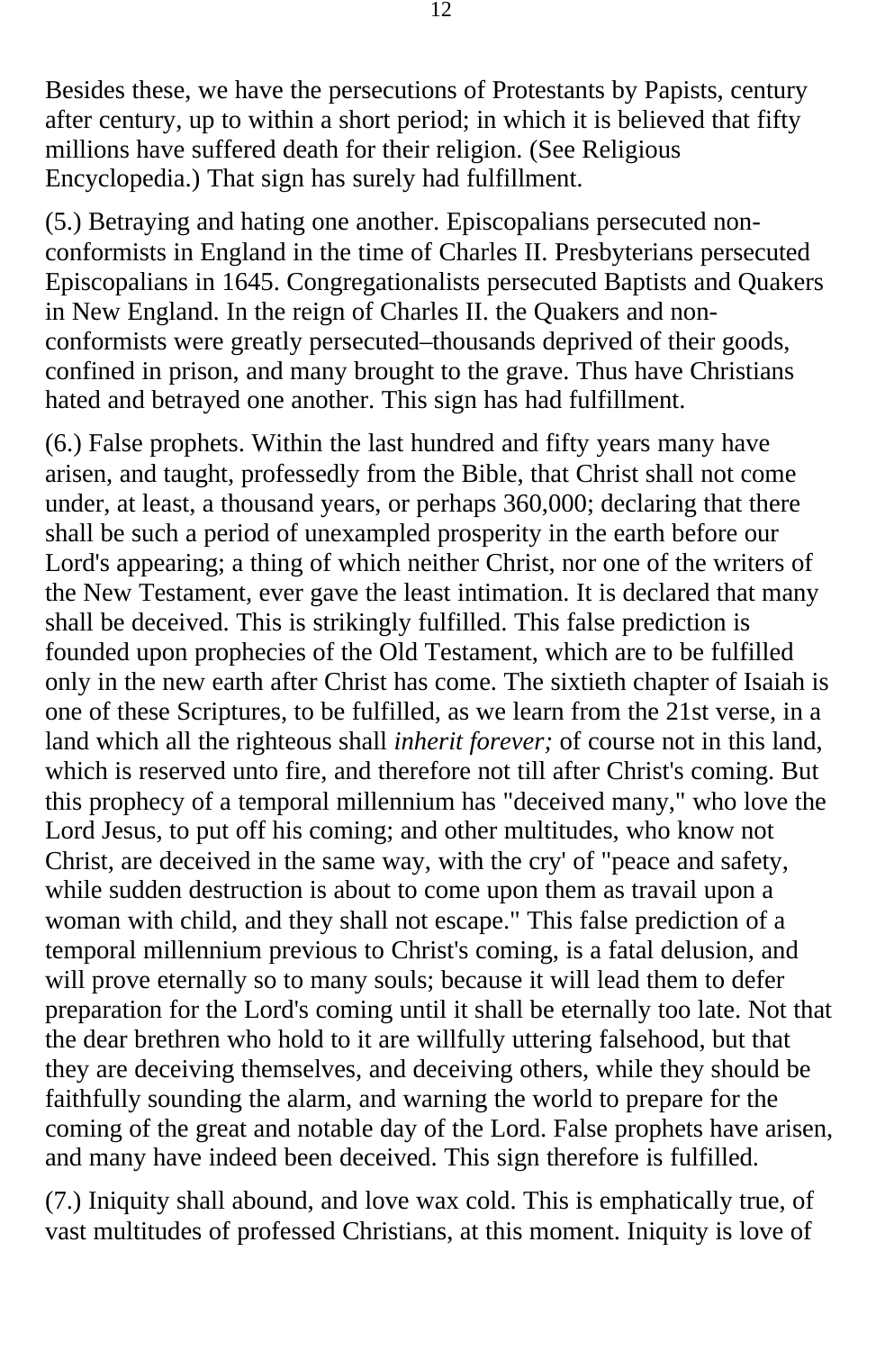Besides these, we have the persecutions of Protestants by Papists, century after century, up to within a short period; in which it is believed that fifty millions have suffered death for their religion. (See Religious Encyclopedia.) That sign has surely had fulfillment.

(5.) Betraying and hating one another. Episcopalians persecuted non-conformists in England in the time of Charles II. Presbyterians persecuted Episcopalians in 1645. Congregationalists persecuted Baptists and Quakers in New England. In the reign of Charles II. the Quakers and non-conformists were greatly persecuted–thousands deprived of their goods, confined in prison, and many brought to the grave. Thus have Christians hated and betrayed one another. This sign has had fulfillment.

(6.) False prophets. Within the last hundred and fifty years many have arisen, and taught, professedly from the Bible, that Christ shall not come under, at least, a thousand years, or perhaps 360,000; declaring that there shall be such a period of unexampled prosperity in the earth before our Lord's appearing; a thing of which neither Christ, nor one of the writers of the New Testament, ever gave the least intimation. It is declared that many shall be deceived. This is strikingly fulfilled. This false prediction is founded upon prophecies of the Old Testament, which are to be fulfilled only in the new earth after Christ has come. The sixtieth chapter of Isaiah is one of these Scriptures, to be fulfilled, as we learn from the 21st verse, in a land which all the righteous shall *inherit forever;* of course not in this land, which is reserved unto fire, and therefore not till after Christ's coming. But this prophecy of a temporal millennium has "deceived many," who love the Lord Jesus, to put off his coming; and other multitudes, who know not Christ, are deceived in the same way, with the cry' of "peace and safety, while sudden destruction is about to come upon them as travail upon a woman with child, and they shall not escape." This false prediction of a temporal millennium previous to Christ's coming, is a fatal delusion, and will prove eternally so to many souls; because it will lead them to defer preparation for the Lord's coming until it shall be eternally too late. Not that the dear brethren who hold to it are willfully uttering falsehood, but that they are deceiving themselves, and deceiving others, while they should be faithfully sounding the alarm, and warning the world to prepare for the coming of the great and notable day of the Lord. False prophets have arisen, and many have indeed been deceived. This sign therefore is fulfilled.

(7.) Iniquity shall abound, and love wax cold. This is emphatically true, of vast multitudes of professed Christians, at this moment. Iniquity is love of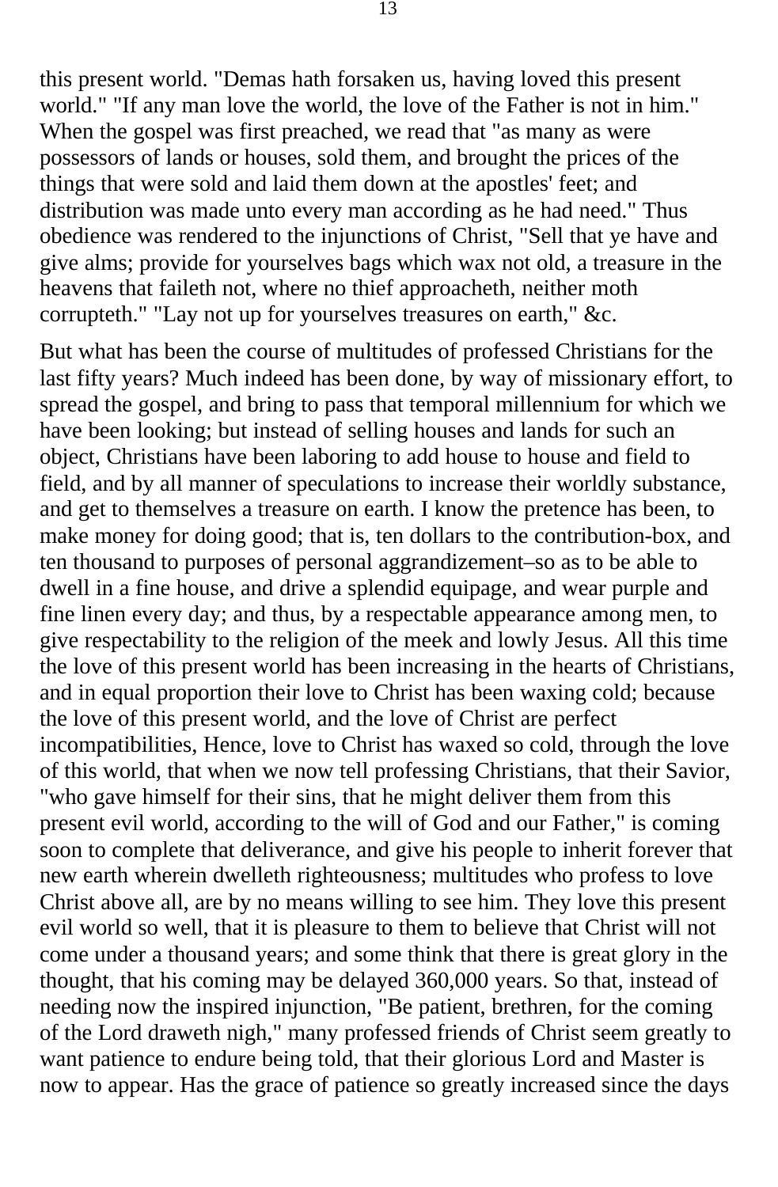this present world. "Demas hath forsaken us, having loved this present world." "If any man love the world, the love of the Father is not in him." When the gospel was first preached, we read that "as many as were possessors of lands or houses, sold them, and brought the prices of the things that were sold and laid them down at the apostles' feet; and distribution was made unto every man according as he had need." Thus obedience was rendered to the injunctions of Christ, "Sell that ye have and give alms; provide for yourselves bags which wax not old, a treasure in the heavens that faileth not, where no thief approacheth, neither moth corrupteth." "Lay not up for yourselves treasures on earth," &c.

But what has been the course of multitudes of professed Christians for the last fifty years? Much indeed has been done, by way of missionary effort, to spread the gospel, and bring to pass that temporal millennium for which we have been looking; but instead of selling houses and lands for such an object, Christians have been laboring to add house to house and field to field, and by all manner of speculations to increase their worldly substance, and get to themselves a treasure on earth. I know the pretence has been, to make money for doing good; that is, ten dollars to the contribution-box, and ten thousand to purposes of personal aggrandizement–so as to be able to dwell in a fine house, and drive a splendid equipage, and wear purple and fine linen every day; and thus, by a respectable appearance among men, to give respectability to the religion of the meek and lowly Jesus. All this time the love of this present world has been increasing in the hearts of Christians, and in equal proportion their love to Christ has been waxing cold; because the love of this present world, and the love of Christ are perfect incompatibilities, Hence, love to Christ has waxed so cold, through the love of this world, that when we now tell professing Christians, that their Savior, "who gave himself for their sins, that he might deliver them from this present evil world, according to the will of God and our Father," is coming soon to complete that deliverance, and give his people to inherit forever that new earth wherein dwelleth righteousness; multitudes who profess to love Christ above all, are by no means willing to see him. They love this present evil world so well, that it is pleasure to them to believe that Christ will not come under a thousand years; and some think that there is great glory in the thought, that his coming may be delayed 360,000 years. So that, instead of needing now the inspired injunction, "Be patient, brethren, for the coming of the Lord draweth nigh," many professed friends of Christ seem greatly to want patience to endure being told, that their glorious Lord and Master is now to appear. Has the grace of patience so greatly increased since the days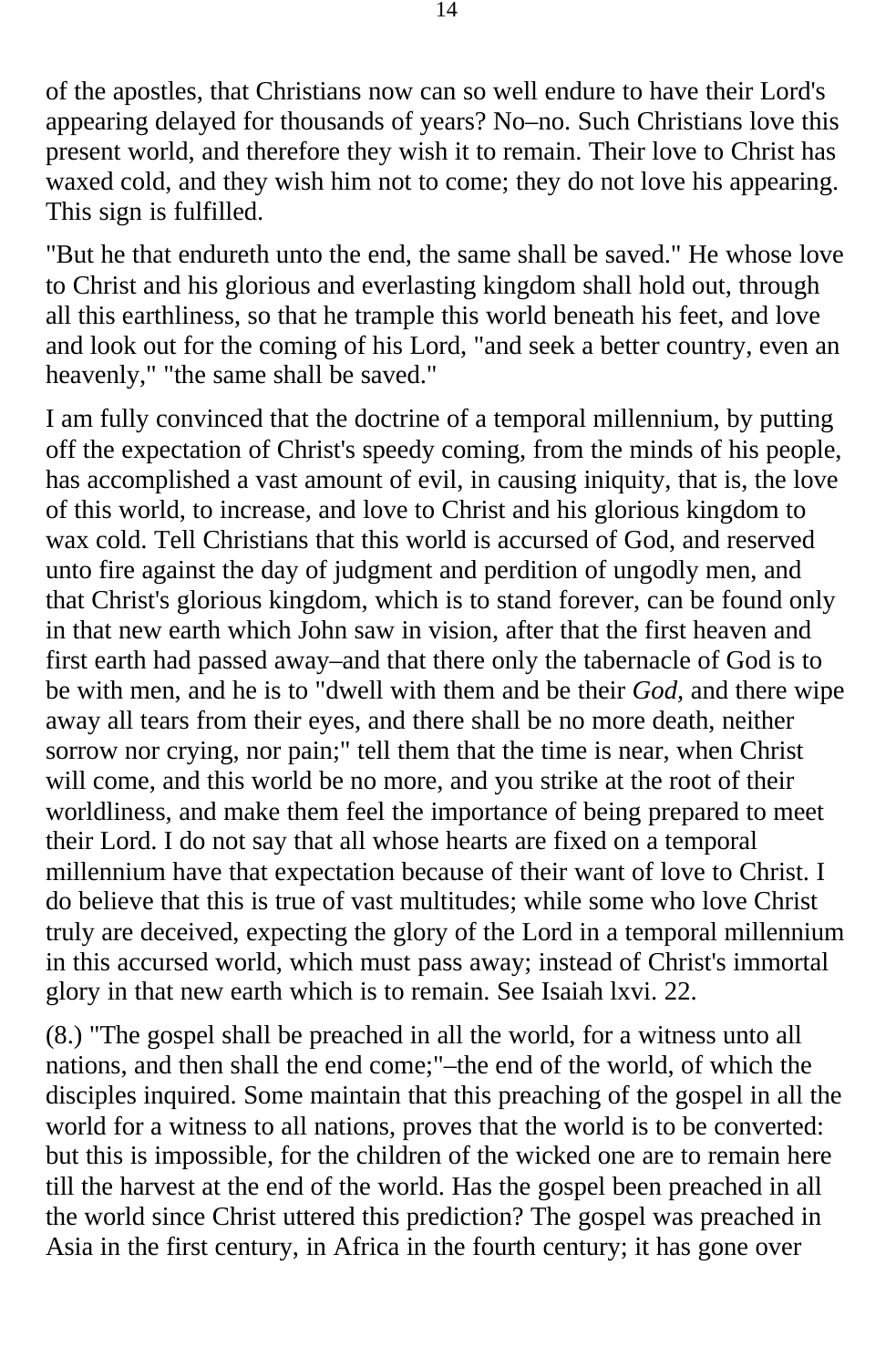of the apostles, that Christians now can so well endure to have their Lord's appearing delayed for thousands of years? No–no. Such Christians love this present world, and therefore they wish it to remain. Their love to Christ has waxed cold, and they wish him not to come; they do not love his appearing. This sign is fulfilled.

"But he that endureth unto the end, the same shall be saved." He whose love to Christ and his glorious and everlasting kingdom shall hold out, through all this earthliness, so that he trample this world beneath his feet, and love and look out for the coming of his Lord, "and seek a better country, even an heavenly," "the same shall be saved."

I am fully convinced that the doctrine of a temporal millennium, by putting off the expectation of Christ's speedy coming, from the minds of his people, has accomplished a vast amount of evil, in causing iniquity, that is, the love of this world, to increase, and love to Christ and his glorious kingdom to wax cold. Tell Christians that this world is accursed of God, and reserved unto fire against the day of judgment and perdition of ungodly men, and that Christ's glorious kingdom, which is to stand forever, can be found only in that new earth which John saw in vision, after that the first heaven and first earth had passed away–and that there only the tabernacle of God is to be with men, and he is to "dwell with them and be their *God*, and there wipe away all tears from their eyes, and there shall be no more death, neither sorrow nor crying, nor pain;" tell them that the time is near, when Christ will come, and this world be no more, and you strike at the root of their worldliness, and make them feel the importance of being prepared to meet their Lord. I do not say that all whose hearts are fixed on a temporal millennium have that expectation because of their want of love to Christ. I do believe that this is true of vast multitudes; while some who love Christ truly are deceived, expecting the glory of the Lord in a temporal millennium in this accursed world, which must pass away; instead of Christ's immortal glory in that new earth which is to remain. See Isaiah lxvi. 22.

(8.) "The gospel shall be preached in all the world, for a witness unto all nations, and then shall the end come;"–the end of the world, of which the disciples inquired. Some maintain that this preaching of the gospel in all the world for a witness to all nations, proves that the world is to be converted: but this is impossible, for the children of the wicked one are to remain here till the harvest at the end of the world. Has the gospel been preached in all the world since Christ uttered this prediction? The gospel was preached in Asia in the first century, in Africa in the fourth century; it has gone over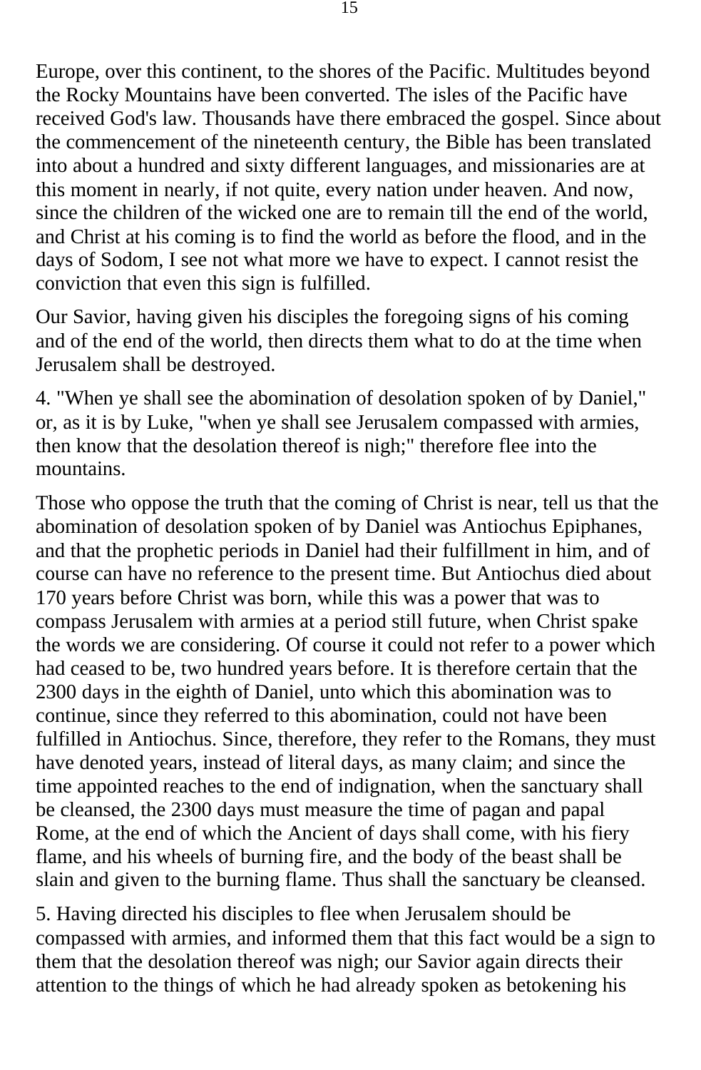Europe, over this continent, to the shores of the Pacific. Multitudes beyond the Rocky Mountains have been converted. The isles of the Pacific have received God's law. Thousands have there embraced the gospel. Since about the commencement of the nineteenth century, the Bible has been translated into about a hundred and sixty different languages, and missionaries are at this moment in nearly, if not quite, every nation under heaven. And now, since the children of the wicked one are to remain till the end of the world, and Christ at his coming is to find the world as before the flood, and in the days of Sodom, I see not what more we have to expect. I cannot resist the conviction that even this sign is fulfilled.

Our Savior, having given his disciples the foregoing signs of his coming and of the end of the world, then directs them what to do at the time when Jerusalem shall be destroyed.

4. "When ye shall see the abomination of desolation spoken of by Daniel," or, as it is by Luke, "when ye shall see Jerusalem compassed with armies, then know that the desolation thereof is nigh;" therefore flee into the mountains.

Those who oppose the truth that the coming of Christ is near, tell us that the abomination of desolation spoken of by Daniel was Antiochus Epiphanes, and that the prophetic periods in Daniel had their fulfillment in him, and of course can have no reference to the present time. But Antiochus died about 170 years before Christ was born, while this was a power that was to compass Jerusalem with armies at a period still future, when Christ spake the words we are considering. Of course it could not refer to a power which had ceased to be, two hundred years before. It is therefore certain that the 2300 days in the eighth of Daniel, unto which this abomination was to continue, since they referred to this abomination, could not have been fulfilled in Antiochus. Since, therefore, they refer to the Romans, they must have denoted years, instead of literal days, as many claim; and since the time appointed reaches to the end of indignation, when the sanctuary shall be cleansed, the 2300 days must measure the time of pagan and papal Rome, at the end of which the Ancient of days shall come, with his fiery flame, and his wheels of burning fire, and the body of the beast shall be slain and given to the burning flame. Thus shall the sanctuary be cleansed.

5. Having directed his disciples to flee when Jerusalem should be compassed with armies, and informed them that this fact would be a sign to them that the desolation thereof was nigh; our Savior again directs their attention to the things of which he had already spoken as betokening his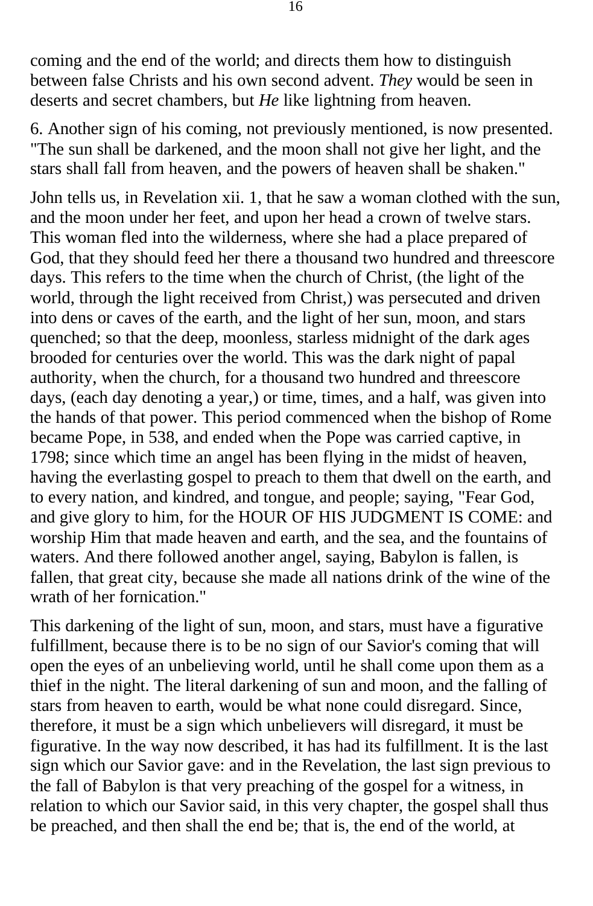coming and the end of the world; and directs them how to distinguish between false Christs and his own second advent. *They* would be seen in deserts and secret chambers, but *He* like lightning from heaven.

6. Another sign of his coming, not previously mentioned, is now presented. "The sun shall be darkened, and the moon shall not give her light, and the stars shall fall from heaven, and the powers of heaven shall be shaken."

John tells us, in Revelation xii. 1, that he saw a woman clothed with the sun, and the moon under her feet, and upon her head a crown of twelve stars. This woman fled into the wilderness, where she had a place prepared of God, that they should feed her there a thousand two hundred and threescore days. This refers to the time when the church of Christ, (the light of the world, through the light received from Christ,) was persecuted and driven into dens or caves of the earth, and the light of her sun, moon, and stars quenched; so that the deep, moonless, starless midnight of the dark ages brooded for centuries over the world. This was the dark night of papal authority, when the church, for a thousand two hundred and threescore days, (each day denoting a year,) or time, times, and a half, was given into the hands of that power. This period commenced when the bishop of Rome became Pope, in 538, and ended when the Pope was carried captive, in 1798; since which time an angel has been flying in the midst of heaven, having the everlasting gospel to preach to them that dwell on the earth, and to every nation, and kindred, and tongue, and people; saying, "Fear God, and give glory to him, for the HOUR OF HIS JUDGMENT IS COME: and worship Him that made heaven and earth, and the sea, and the fountains of waters. And there followed another angel, saying, Babylon is fallen, is fallen, that great city, because she made all nations drink of the wine of the wrath of her fornication."

This darkening of the light of sun, moon, and stars, must have a figurative fulfillment, because there is to be no sign of our Savior's coming that will open the eyes of an unbelieving world, until he shall come upon them as a thief in the night. The literal darkening of sun and moon, and the falling of stars from heaven to earth, would be what none could disregard. Since, therefore, it must be a sign which unbelievers will disregard, it must be figurative. In the way now described, it has had its fulfillment. It is the last sign which our Savior gave: and in the Revelation, the last sign previous to the fall of Babylon is that very preaching of the gospel for a witness, in relation to which our Savior said, in this very chapter, the gospel shall thus be preached, and then shall the end be; that is, the end of the world, at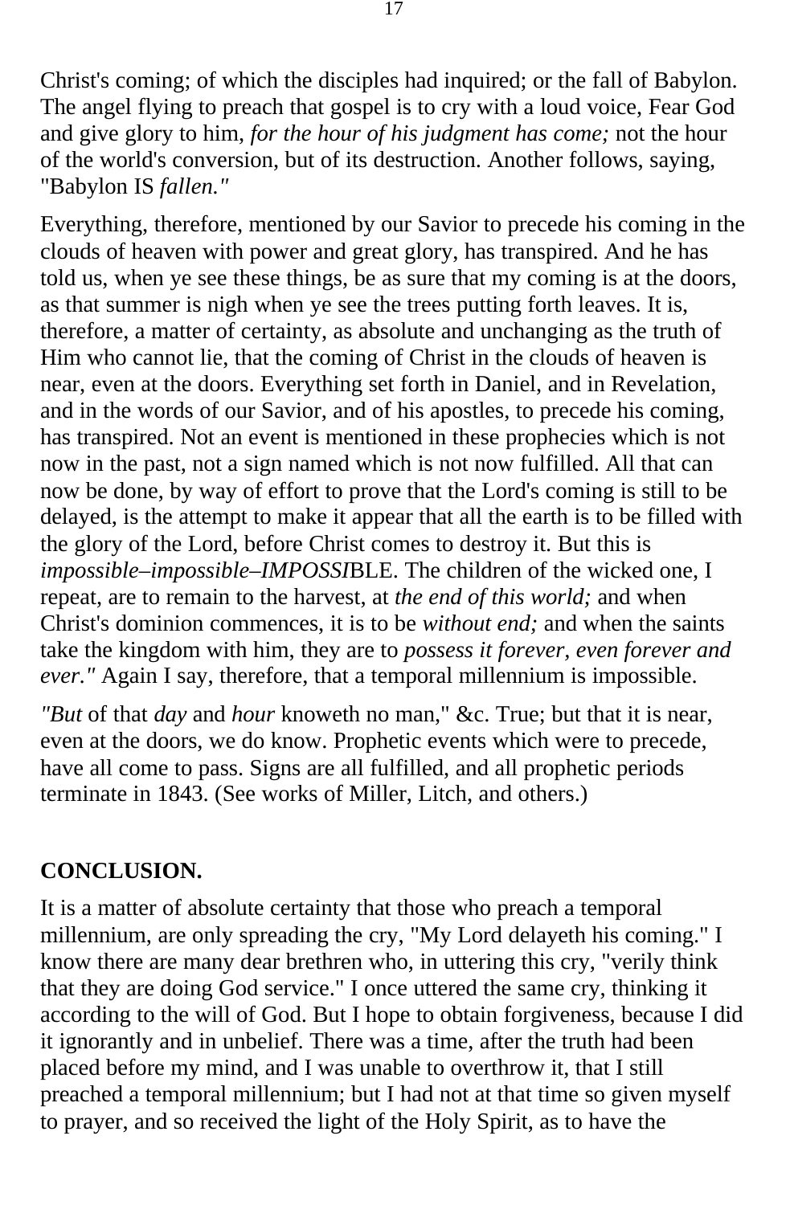Christ's coming; of which the disciples had inquired; or the fall of Babylon. The angel flying to preach that gospel is to cry with a loud voice, Fear God and give glory to him, *for the hour of his judgment has come;* not the hour of the world's conversion, but of its destruction. Another follows, saying, "Babylon IS *fallen."*

Everything, therefore, mentioned by our Savior to precede his coming in the clouds of heaven with power and great glory, has transpired. And he has told us, when ye see these things, be as sure that my coming is at the doors, as that summer is nigh when ye see the trees putting forth leaves. It is, therefore, a matter of certainty, as absolute and unchanging as the truth of Him who cannot lie, that the coming of Christ in the clouds of heaven is near, even at the doors. Everything set forth in Daniel, and in Revelation, and in the words of our Savior, and of his apostles, to precede his coming, has transpired. Not an event is mentioned in these prophecies which is not now in the past, not a sign named which is not now fulfilled. All that can now be done, by way of effort to prove that the Lord's coming is still to be delayed, is the attempt to make it appear that all the earth is to be filled with the glory of the Lord, before Christ comes to destroy it. But this is *impossible–impossible–IMPOSSI*BLE. The children of the wicked one, I repeat, are to remain to the harvest, at *the end of this world;* and when Christ's dominion commences, it is to be *without end;* and when the saints take the kingdom with him, they are to *possess it forever, even forever and ever."* Again I say, therefore, that a temporal millennium is impossible.

*"But* of that *day* and *hour* knoweth no man," &c. True; but that it is near, even at the doors, we do know. Prophetic events which were to precede, have all come to pass. Signs are all fulfilled, and all prophetic periods terminate in 1843. (See works of Miller, Litch, and others.)

**CONCLUSION.**

It is a matter of absolute certainty that those who preach a temporal millennium, are only spreading the cry, "My Lord delayeth his coming." I know there are many dear brethren who, in uttering this cry, "verily think that they are doing God service." I once uttered the same cry, thinking it according to the will of God. But I hope to obtain forgiveness, because I did it ignorantly and in unbelief. There was a time, after the truth had been placed before my mind, and I was unable to overthrow it, that I still preached a temporal millennium; but I had not at that time so given myself to prayer, and so received the light of the Holy Spirit, as to have the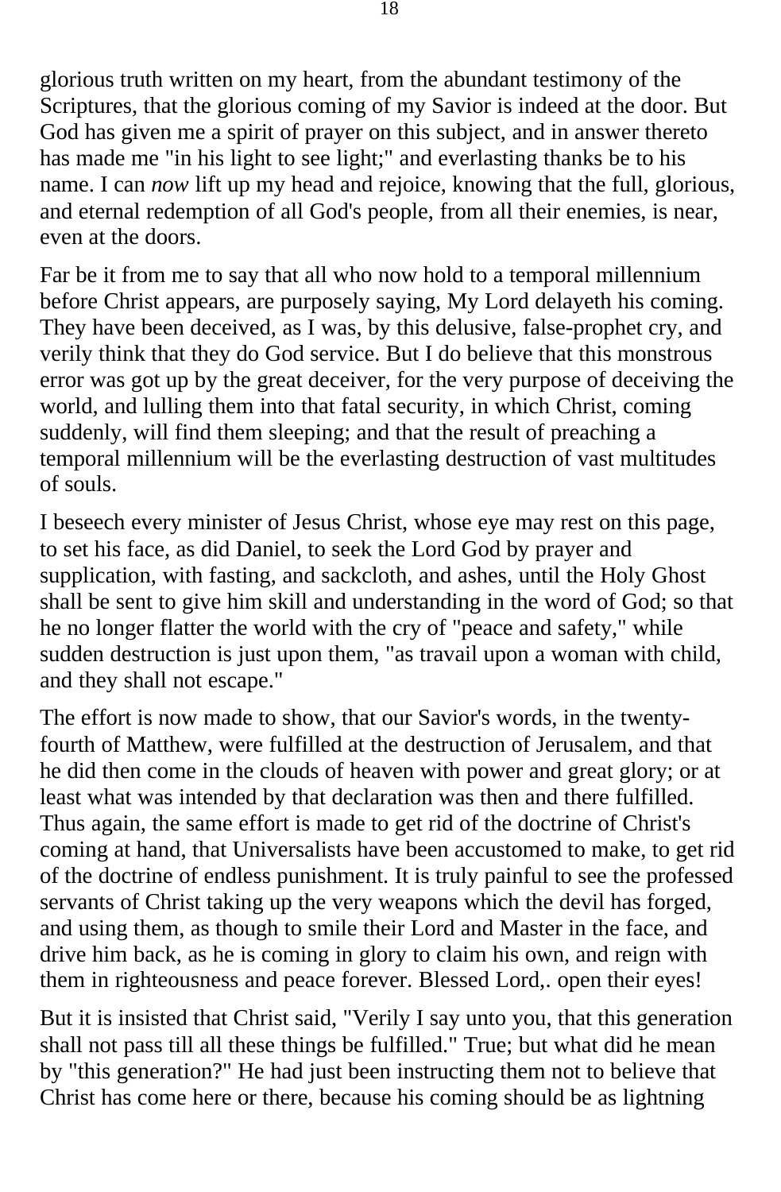glorious truth written on my heart, from the abundant testimony of the Scriptures, that the glorious coming of my Savior is indeed at the door. But God has given me a spirit of prayer on this subject, and in answer thereto has made me "in his light to see light;" and everlasting thanks be to his name. I can *now* lift up my head and rejoice, knowing that the full, glorious, and eternal redemption of all God's people, from all their enemies, is near, even at the doors.

Far be it from me to say that all who now hold to a temporal millennium before Christ appears, are purposely saying, My Lord delayeth his coming. They have been deceived, as I was, by this delusive, false-prophet cry, and verily think that they do God service. But I do believe that this monstrous error was got up by the great deceiver, for the very purpose of deceiving the world, and lulling them into that fatal security, in which Christ, coming suddenly, will find them sleeping; and that the result of preaching a temporal millennium will be the everlasting destruction of vast multitudes of souls.

I beseech every minister of Jesus Christ, whose eye may rest on this page, to set his face, as did Daniel, to seek the Lord God by prayer and supplication, with fasting, and sackcloth, and ashes, until the Holy Ghost shall be sent to give him skill and understanding in the word of God; so that he no longer flatter the world with the cry of "peace and safety," while sudden destruction is just upon them, "as travail upon a woman with child, and they shall not escape."

The effort is now made to show, that our Savior's words, in the twenty-fourth of Matthew, were fulfilled at the destruction of Jerusalem, and that he did then come in the clouds of heaven with power and great glory; or at least what was intended by that declaration was then and there fulfilled. Thus again, the same effort is made to get rid of the doctrine of Christ's coming at hand, that Universalists have been accustomed to make, to get rid of the doctrine of endless punishment. It is truly painful to see the professed servants of Christ taking up the very weapons which the devil has forged, and using them, as though to smile their Lord and Master in the face, and drive him back, as he is coming in glory to claim his own, and reign with them in righteousness and peace forever. Blessed Lord,. open their eyes!

But it is insisted that Christ said, "Verily I say unto you, that this generation shall not pass till all these things be fulfilled." True; but what did he mean by "this generation?" He had just been instructing them not to believe that Christ has come here or there, because his coming should be as lightning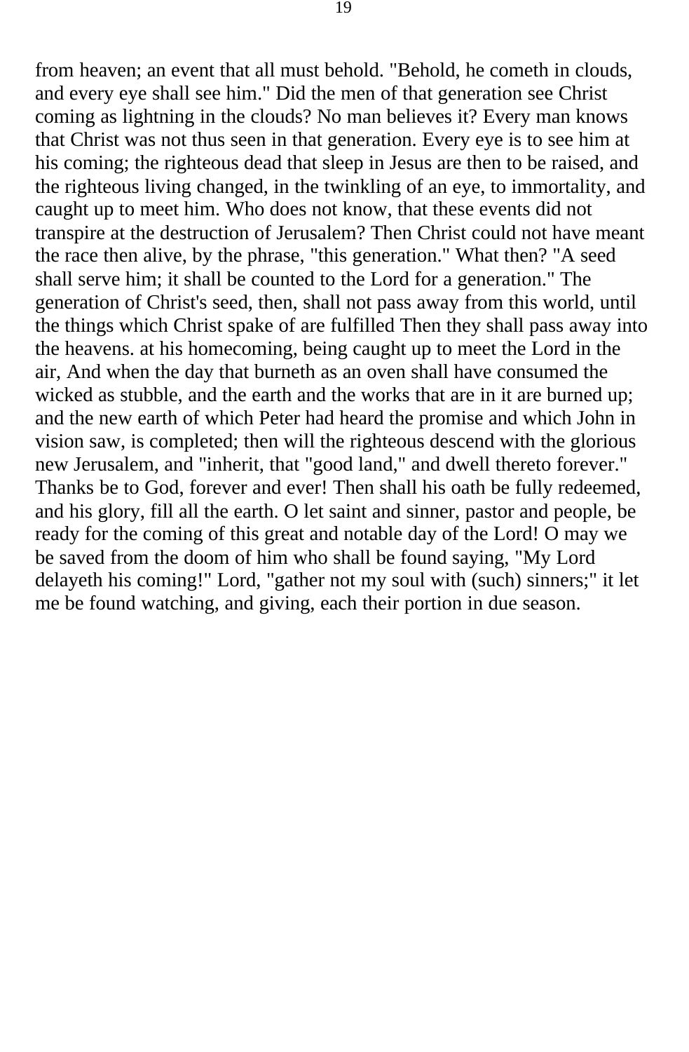from heaven; an event that all must behold. "Behold, he cometh in clouds, and every eye shall see him." Did the men of that generation see Christ coming as lightning in the clouds? No man believes it? Every man knows that Christ was not thus seen in that generation. Every eye is to see him at his coming; the righteous dead that sleep in Jesus are then to be raised, and the righteous living changed, in the twinkling of an eye, to immortality, and caught up to meet him. Who does not know, that these events did not transpire at the destruction of Jerusalem? Then Christ could not have meant the race then alive, by the phrase, "this generation." What then? "A seed shall serve him; it shall be counted to the Lord for a generation." The generation of Christ's seed, then, shall not pass away from this world, until the things which Christ spake of are fulfilled Then they shall pass away into the heavens. at his homecoming, being caught up to meet the Lord in the air, And when the day that burneth as an oven shall have consumed the wicked as stubble, and the earth and the works that are in it are burned up; and the new earth of which Peter had heard the promise and which John in vision saw, is completed; then will the righteous descend with the glorious new Jerusalem, and "inherit, that "good land," and dwell thereto forever." Thanks be to God, forever and ever! Then shall his oath be fully redeemed, and his glory, fill all the earth. O let saint and sinner, pastor and people, be ready for the coming of this great and notable day of the Lord! O may we be saved from the doom of him who shall be found saying, "My Lord delayeth his coming!" Lord, "gather not my soul with (such) sinners;" it let me be found watching, and giving, each their portion in due season.